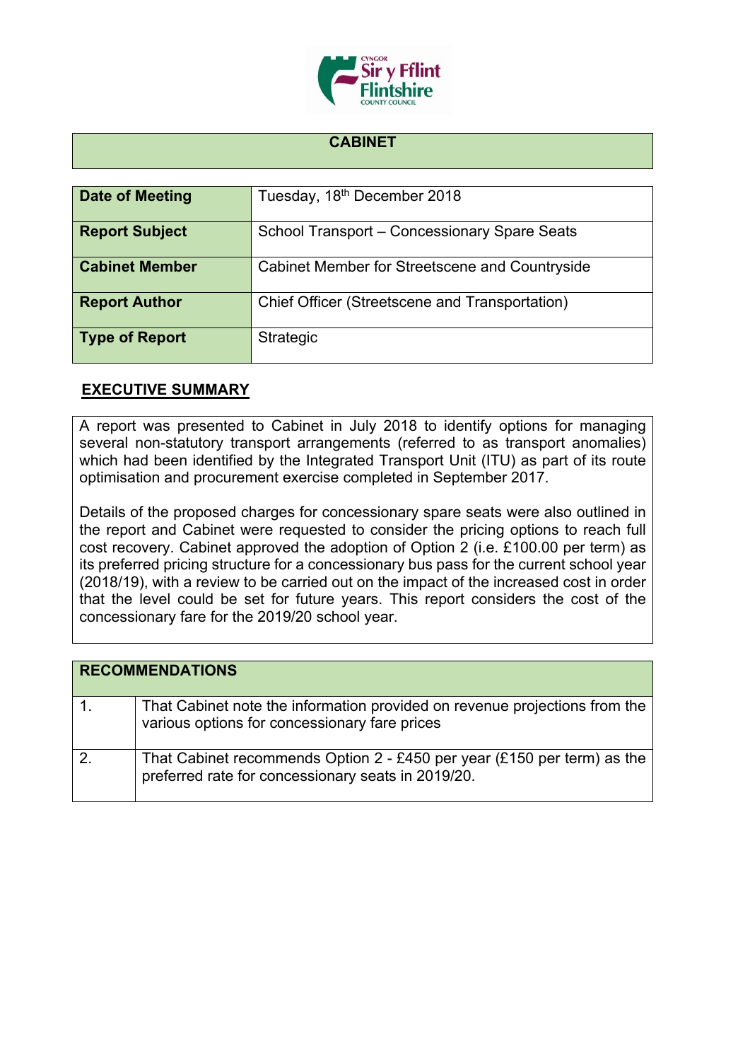## CABINET

| | |
|---|---|
| **Date of Meeting** | Tuesday, 18th December 2018 |
| **Report Subject** | School Transport – Concessionary Spare Seats |
| **Cabinet Member** | Cabinet Member for Streetscene and Countryside |
| **Report Author** | Chief Officer (Streetscene and Transportation) |
| **Type of Report** | Strategic |

## EXECUTIVE SUMMARY

A report was presented to Cabinet in July 2018 to identify options for managing several non-statutory transport arrangements (referred to as transport anomalies) which had been identified by the Integrated Transport Unit (ITU) as part of its route optimisation and procurement exercise completed in September 2017.

Details of the proposed charges for concessionary spare seats were also outlined in the report and Cabinet were requested to consider the pricing options to reach full cost recovery. Cabinet approved the adoption of Option 2 (i.e. £100.00 per term) as its preferred pricing structure for a concessionary bus pass for the current school year (2018/19), with a review to be carried out on the impact of the increased cost in order that the level could be set for future years. This report considers the cost of the concessionary fare for the 2019/20 school year.

| RECOMMENDATIONS | |
|---|---|
| 1. | That Cabinet note the information provided on revenue projections from the various options for concessionary fare prices |
| 2. | That Cabinet recommends Option 2 - £450 per year (£150 per term) as the preferred rate for concessionary seats in 2019/20. |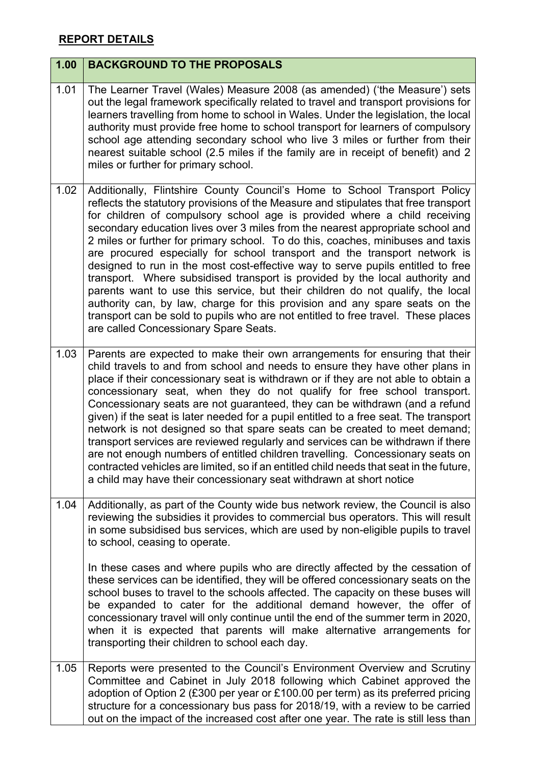## **REPORT DETAILS**

| 1.00 | **BACKGROUND TO THE PROPOSALS** |
|---|---|
| 1.01 | The Learner Travel (Wales) Measure 2008 (as amended) ('the Measure') sets out the legal framework specifically related to travel and transport provisions for learners travelling from home to school in Wales. Under the legislation, the local authority must provide free home to school transport for learners of compulsory school age attending secondary school who live 3 miles or further from their nearest suitable school (2.5 miles if the family are in receipt of benefit) and 2 miles or further for primary school. |
| 1.02 | Additionally, Flintshire County Council's Home to School Transport Policy reflects the statutory provisions of the Measure and stipulates that free transport for children of compulsory school age is provided where a child receiving secondary education lives over 3 miles from the nearest appropriate school and 2 miles or further for primary school. To do this, coaches, minibuses and taxis are procured especially for school transport and the transport network is designed to run in the most cost-effective way to serve pupils entitled to free transport. Where subsidised transport is provided by the local authority and parents want to use this service, but their children do not qualify, the local authority can, by law, charge for this provision and any spare seats on the transport can be sold to pupils who are not entitled to free travel. These places are called Concessionary Spare Seats. |
| 1.03 | Parents are expected to make their own arrangements for ensuring that their child travels to and from school and needs to ensure they have other plans in place if their concessionary seat is withdrawn or if they are not able to obtain a concessionary seat, when they do not qualify for free school transport. Concessionary seats are not guaranteed, they can be withdrawn (and a refund given) if the seat is later needed for a pupil entitled to a free seat. The transport network is not designed so that spare seats can be created to meet demand; transport services are reviewed regularly and services can be withdrawn if there are not enough numbers of entitled children travelling. Concessionary seats on contracted vehicles are limited, so if an entitled child needs that seat in the future, a child may have their concessionary seat withdrawn at short notice |
| 1.04 | Additionally, as part of the County wide bus network review, the Council is also reviewing the subsidies it provides to commercial bus operators. This will result in some subsidised bus services, which are used by non-eligible pupils to travel to school, ceasing to operate.<br><br>In these cases and where pupils who are directly affected by the cessation of these services can be identified, they will be offered concessionary seats on the school buses to travel to the schools affected. The capacity on these buses will be expanded to cater for the additional demand however, the offer of concessionary travel will only continue until the end of the summer term in 2020, when it is expected that parents will make alternative arrangements for transporting their children to school each day. |
| 1.05 | Reports were presented to the Council's Environment Overview and Scrutiny Committee and Cabinet in July 2018 following which Cabinet approved the adoption of Option 2 (£300 per year or £100.00 per term) as its preferred pricing structure for a concessionary bus pass for 2018/19, with a review to be carried out on the impact of the increased cost after one year. The rate is still less than |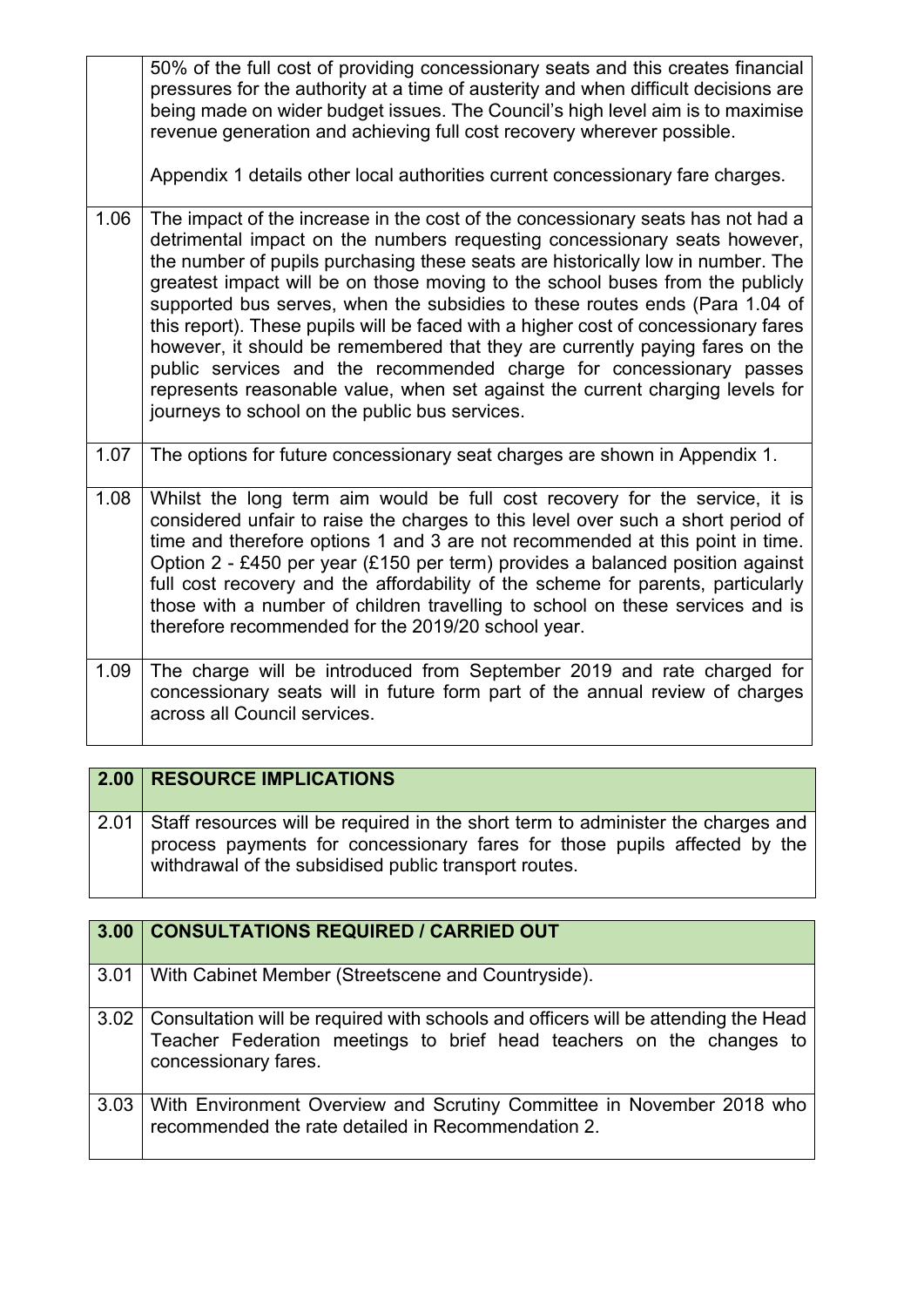| | |
|---|---|
| | 50% of the full cost of providing concessionary seats and this creates financial pressures for the authority at a time of austerity and when difficult decisions are being made on wider budget issues. The Council's high level aim is to maximise revenue generation and achieving full cost recovery wherever possible.<br><br>Appendix 1 details other local authorities current concessionary fare charges. |
| 1.06 | The impact of the increase in the cost of the concessionary seats has not had a detrimental impact on the numbers requesting concessionary seats however, the number of pupils purchasing these seats are historically low in number. The greatest impact will be on those moving to the school buses from the publicly supported bus serves, when the subsidies to these routes ends (Para 1.04 of this report). These pupils will be faced with a higher cost of concessionary fares however, it should be remembered that they are currently paying fares on the public services and the recommended charge for concessionary passes represents reasonable value, when set against the current charging levels for journeys to school on the public bus services. |
| 1.07 | The options for future concessionary seat charges are shown in Appendix 1. |
| 1.08 | Whilst the long term aim would be full cost recovery for the service, it is considered unfair to raise the charges to this level over such a short period of time and therefore options 1 and 3 are not recommended at this point in time. Option 2 - £450 per year (£150 per term) provides a balanced position against full cost recovery and the affordability of the scheme for parents, particularly those with a number of children travelling to school on these services and is therefore recommended for the 2019/20 school year. |
| 1.09 | The charge will be introduced from September 2019 and rate charged for concessionary seats will in future form part of the annual review of charges across all Council services. |

| **2.00** | **RESOURCE IMPLICATIONS** |
|---|---|
| 2.01 | Staff resources will be required in the short term to administer the charges and process payments for concessionary fares for those pupils affected by the withdrawal of the subsidised public transport routes. |

| **3.00** | **CONSULTATIONS REQUIRED / CARRIED OUT** |
|---|---|
| 3.01 | With Cabinet Member (Streetscene and Countryside). |
| 3.02 | Consultation will be required with schools and officers will be attending the Head Teacher Federation meetings to brief head teachers on the changes to concessionary fares. |
| 3.03 | With Environment Overview and Scrutiny Committee in November 2018 who recommended the rate detailed in Recommendation 2. |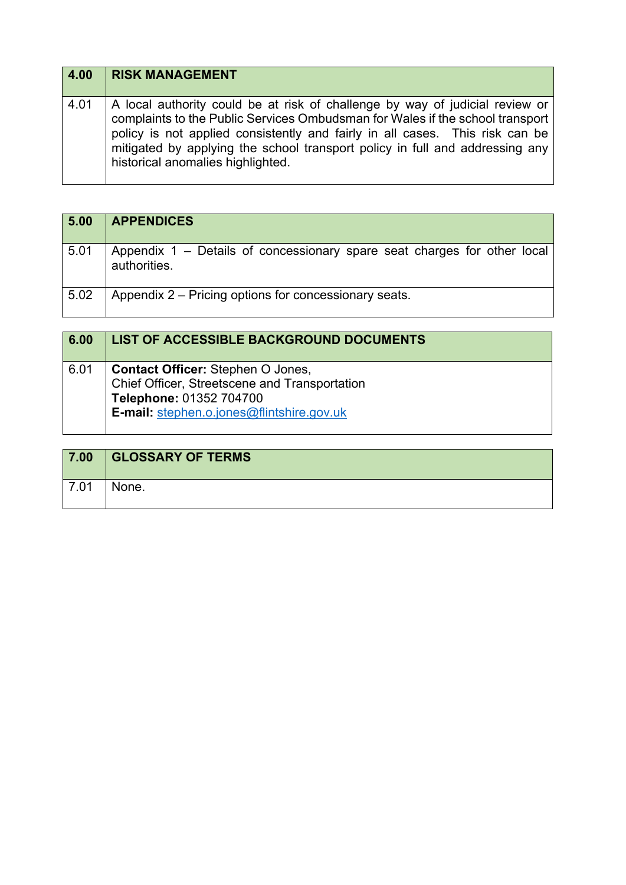| 4.00 | RISK MANAGEMENT |
|---|---|
| 4.01 | A local authority could be at risk of challenge by way of judicial review or complaints to the Public Services Ombudsman for Wales if the school transport policy is not applied consistently and fairly in all cases. This risk can be mitigated by applying the school transport policy in full and addressing any historical anomalies highlighted. |

| 5.00 | APPENDICES |
|---|---|
| 5.01 | Appendix 1 – Details of concessionary spare seat charges for other local authorities. |
| 5.02 | Appendix 2 – Pricing options for concessionary seats. |

| 6.00 | LIST OF ACCESSIBLE BACKGROUND DOCUMENTS |
|---|---|
| 6.01 | **Contact Officer:** Stephen O Jones,<br>Chief Officer, Streetscene and Transportation<br>**Telephone:** 01352 704700<br>**E-mail:** stephen.o.jones@flintshire.gov.uk |

| 7.00 | GLOSSARY OF TERMS |
|---|---|
| 7.01 | None. |